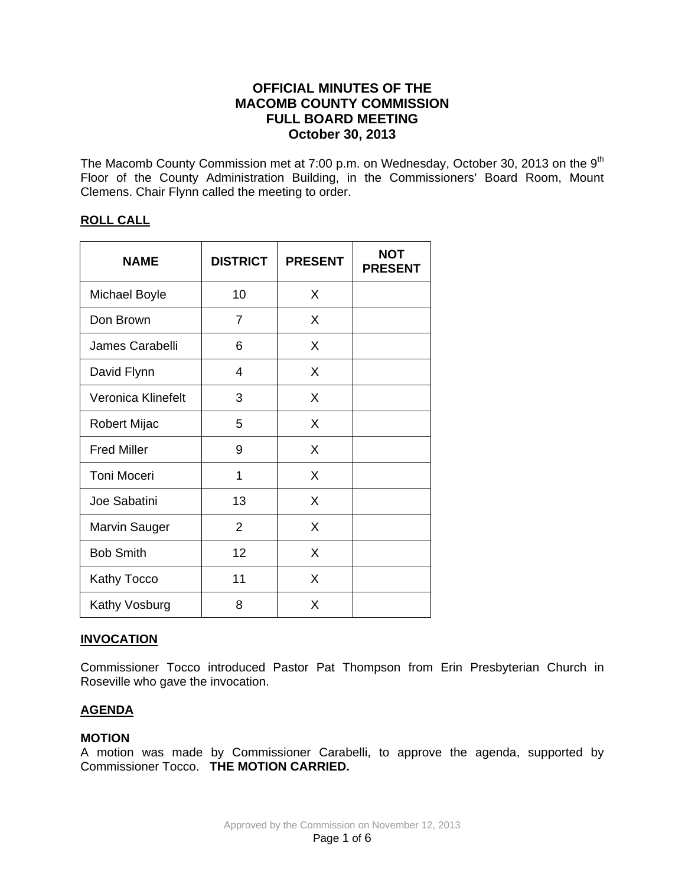# OFFICIAL MINUTES OF THE MACOMB COUNTY COMMISSION FULL BOARD MEETING October 30, 2013

The Macomb County Commission met at 7:00 p.m. on Wednesday, October 30, 2013 on the 9th Floor of the County Administration Building, in the Commissioners' Board Room, Mount Clemens. Chair Flynn called the meeting to order.

## ROLL CALL

| NAME | DISTRICT | PRESENT | NOT PRESENT |
|---|---|---|---|
| Michael Boyle | 10 | X | |
| Don Brown | 7 | X | |
| James Carabelli | 6 | X | |
| David Flynn | 4 | X | |
| Veronica Klinefelt | 3 | X | |
| Robert Mijac | 5 | X | |
| Fred Miller | 9 | X | |
| Toni Moceri | 1 | X | |
| Joe Sabatini | 13 | X | |
| Marvin Sauger | 2 | X | |
| Bob Smith | 12 | X | |
| Kathy Tocco | 11 | X | |
| Kathy Vosburg | 8 | X | |

## INVOCATION

Commissioner Tocco introduced Pastor Pat Thompson from Erin Presbyterian Church in Roseville who gave the invocation.

## AGENDA

**MOTION**

A motion was made by Commissioner Carabelli, to approve the agenda, supported by Commissioner Tocco. **THE MOTION CARRIED.**

Approved by the Commission on November 12, 2013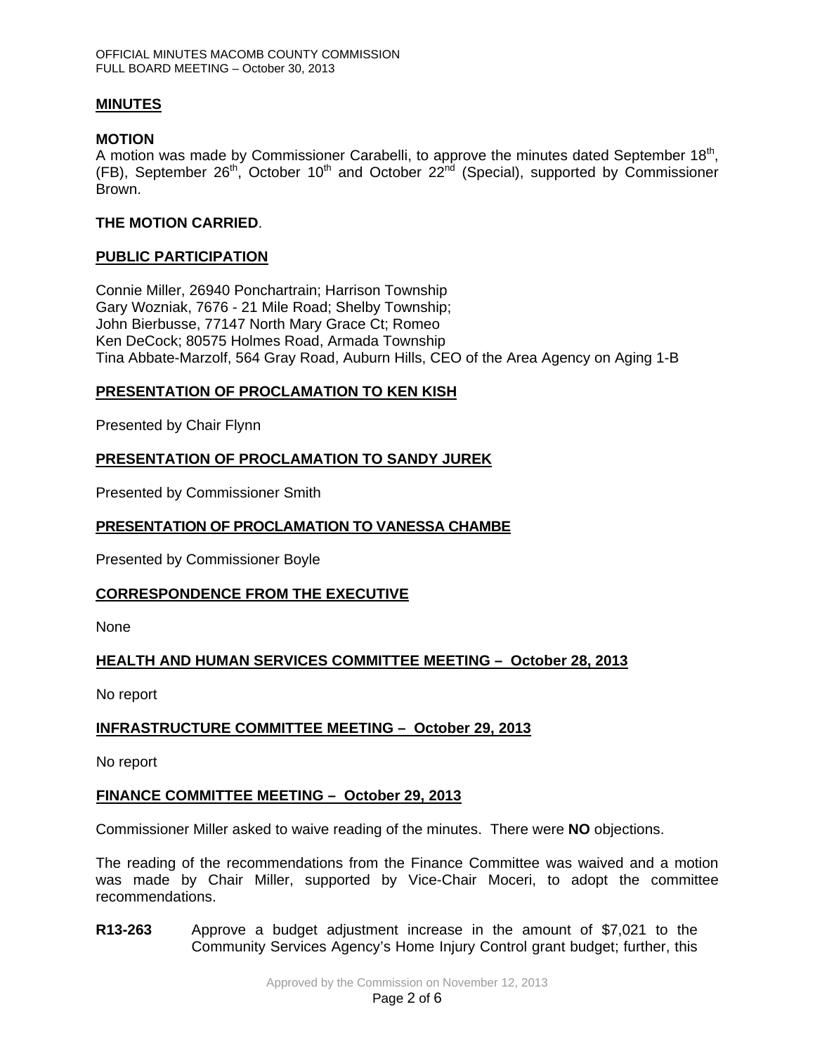## MINUTES

### MOTION

A motion was made by Commissioner Carabelli, to approve the minutes dated September 18th, (FB), September 26th, October 10th and October 22nd (Special), supported by Commissioner Brown.

**THE MOTION CARRIED**.

## PUBLIC PARTICIPATION

Connie Miller, 26940 Ponchartrain; Harrison Township
Gary Wozniak, 7676 - 21 Mile Road; Shelby Township;
John Bierbusse, 77147 North Mary Grace Ct; Romeo
Ken DeCock; 80575 Holmes Road, Armada Township
Tina Abbate-Marzolf, 564 Gray Road, Auburn Hills, CEO of the Area Agency on Aging 1-B

## PRESENTATION OF PROCLAMATION TO KEN KISH

Presented by Chair Flynn

## PRESENTATION OF PROCLAMATION TO SANDY JUREK

Presented by Commissioner Smith

## PRESENTATION OF PROCLAMATION TO VANESSA CHAMBE

Presented by Commissioner Boyle

## CORRESPONDENCE FROM THE EXECUTIVE

None

## HEALTH AND HUMAN SERVICES COMMITTEE MEETING – October 28, 2013

No report

## INFRASTRUCTURE COMMITTEE MEETING – October 29, 2013

No report

## FINANCE COMMITTEE MEETING – October 29, 2013

Commissioner Miller asked to waive reading of the minutes. There were **NO** objections.

The reading of the recommendations from the Finance Committee was waived and a motion was made by Chair Miller, supported by Vice-Chair Moceri, to adopt the committee recommendations.

**R13-263** Approve a budget adjustment increase in the amount of $7,021 to the Community Services Agency's Home Injury Control grant budget; further, this

Approved by the Commission on November 12, 2013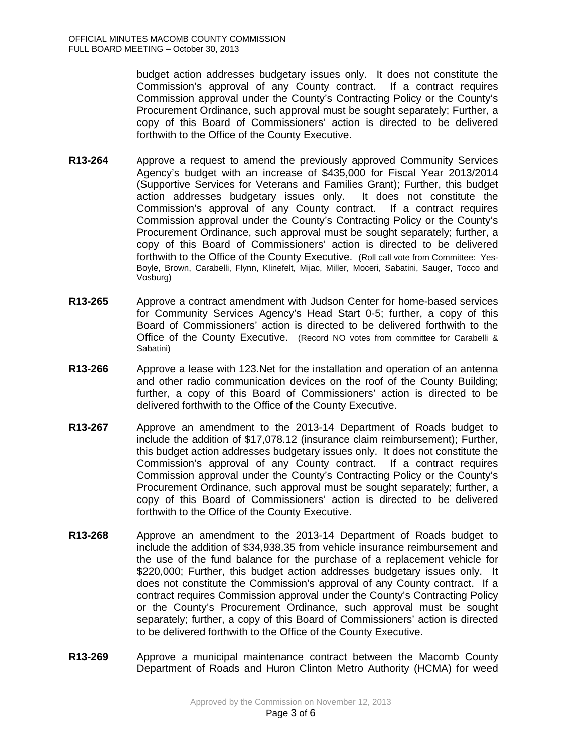budget action addresses budgetary issues only. It does not constitute the Commission's approval of any County contract. If a contract requires Commission approval under the County's Contracting Policy or the County's Procurement Ordinance, such approval must be sought separately; Further, a copy of this Board of Commissioners' action is directed to be delivered forthwith to the Office of the County Executive.

**R13-264** Approve a request to amend the previously approved Community Services Agency's budget with an increase of $435,000 for Fiscal Year 2013/2014 (Supportive Services for Veterans and Families Grant); Further, this budget action addresses budgetary issues only. It does not constitute the Commission's approval of any County contract. If a contract requires Commission approval under the County's Contracting Policy or the County's Procurement Ordinance, such approval must be sought separately; further, a copy of this Board of Commissioners' action is directed to be delivered forthwith to the Office of the County Executive. (Roll call vote from Committee: Yes-Boyle, Brown, Carabelli, Flynn, Klinefelt, Mijac, Miller, Moceri, Sabatini, Sauger, Tocco and Vosburg)

**R13-265** Approve a contract amendment with Judson Center for home-based services for Community Services Agency's Head Start 0-5; further, a copy of this Board of Commissioners' action is directed to be delivered forthwith to the Office of the County Executive. (Record NO votes from committee for Carabelli & Sabatini)

**R13-266** Approve a lease with 123.Net for the installation and operation of an antenna and other radio communication devices on the roof of the County Building; further, a copy of this Board of Commissioners' action is directed to be delivered forthwith to the Office of the County Executive.

**R13-267** Approve an amendment to the 2013-14 Department of Roads budget to include the addition of $17,078.12 (insurance claim reimbursement); Further, this budget action addresses budgetary issues only. It does not constitute the Commission's approval of any County contract. If a contract requires Commission approval under the County's Contracting Policy or the County's Procurement Ordinance, such approval must be sought separately; further, a copy of this Board of Commissioners' action is directed to be delivered forthwith to the Office of the County Executive.

**R13-268** Approve an amendment to the 2013-14 Department of Roads budget to include the addition of $34,938.35 from vehicle insurance reimbursement and the use of the fund balance for the purchase of a replacement vehicle for $220,000; Further, this budget action addresses budgetary issues only. It does not constitute the Commission's approval of any County contract. If a contract requires Commission approval under the County's Contracting Policy or the County's Procurement Ordinance, such approval must be sought separately; further, a copy of this Board of Commissioners' action is directed to be delivered forthwith to the Office of the County Executive.

**R13-269** Approve a municipal maintenance contract between the Macomb County Department of Roads and Huron Clinton Metro Authority (HCMA) for weed

Approved by the Commission on November 12, 2013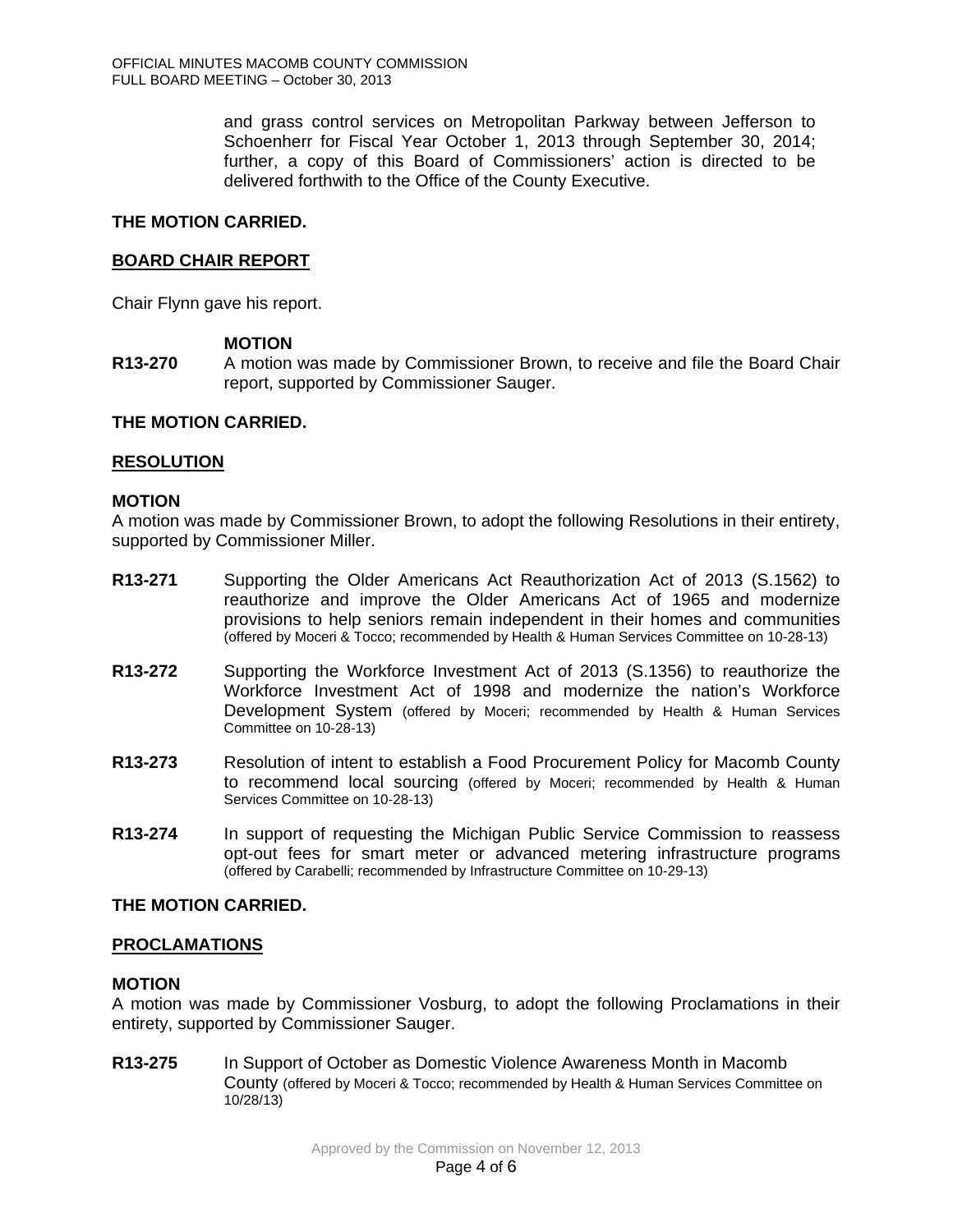and grass control services on Metropolitan Parkway between Jefferson to Schoenherr for Fiscal Year October 1, 2013 through September 30, 2014; further, a copy of this Board of Commissioners' action is directed to be delivered forthwith to the Office of the County Executive.

**THE MOTION CARRIED.**

**BOARD CHAIR REPORT**

Chair Flynn gave his report.

**MOTION**

**R13-270** A motion was made by Commissioner Brown, to receive and file the Board Chair report, supported by Commissioner Sauger.

**THE MOTION CARRIED.**

**RESOLUTION**

**MOTION**

A motion was made by Commissioner Brown, to adopt the following Resolutions in their entirety, supported by Commissioner Miller.

**R13-271** Supporting the Older Americans Act Reauthorization Act of 2013 (S.1562) to reauthorize and improve the Older Americans Act of 1965 and modernize provisions to help seniors remain independent in their homes and communities (offered by Moceri & Tocco; recommended by Health & Human Services Committee on 10-28-13)

**R13-272** Supporting the Workforce Investment Act of 2013 (S.1356) to reauthorize the Workforce Investment Act of 1998 and modernize the nation's Workforce Development System (offered by Moceri; recommended by Health & Human Services Committee on 10-28-13)

**R13-273** Resolution of intent to establish a Food Procurement Policy for Macomb County to recommend local sourcing (offered by Moceri; recommended by Health & Human Services Committee on 10-28-13)

**R13-274** In support of requesting the Michigan Public Service Commission to reassess opt-out fees for smart meter or advanced metering infrastructure programs (offered by Carabelli; recommended by Infrastructure Committee on 10-29-13)

**THE MOTION CARRIED.**

**PROCLAMATIONS**

**MOTION**

A motion was made by Commissioner Vosburg, to adopt the following Proclamations in their entirety, supported by Commissioner Sauger.

**R13-275** In Support of October as Domestic Violence Awareness Month in Macomb County (offered by Moceri & Tocco; recommended by Health & Human Services Committee on 10/28/13)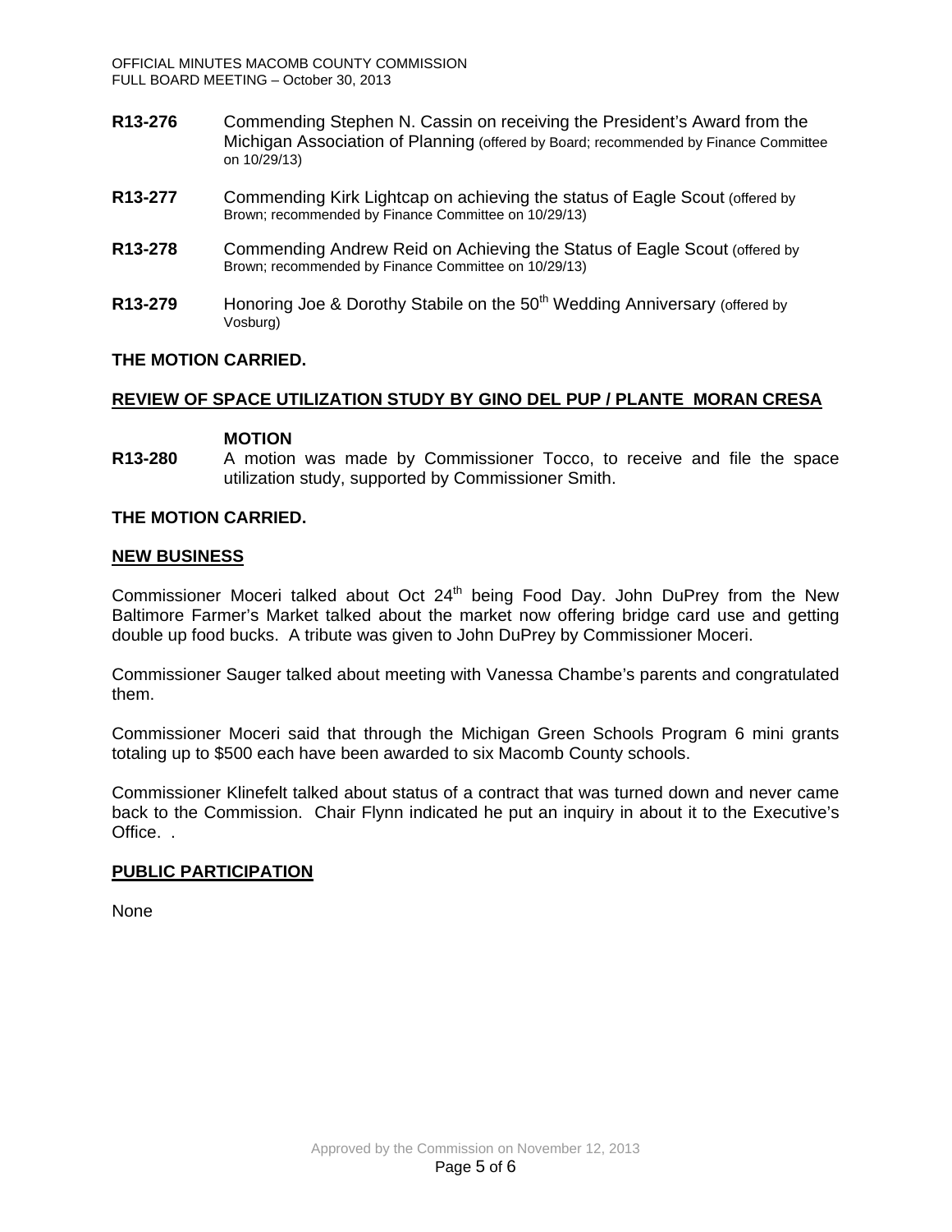**R13-276** Commending Stephen N. Cassin on receiving the President's Award from the Michigan Association of Planning (offered by Board; recommended by Finance Committee on 10/29/13)

**R13-277** Commending Kirk Lightcap on achieving the status of Eagle Scout (offered by Brown; recommended by Finance Committee on 10/29/13)

**R13-278** Commending Andrew Reid on Achieving the Status of Eagle Scout (offered by Brown; recommended by Finance Committee on 10/29/13)

**R13-279** Honoring Joe & Dorothy Stabile on the 50th Wedding Anniversary (offered by Vosburg)

**THE MOTION CARRIED.**

**REVIEW OF SPACE UTILIZATION STUDY BY GINO DEL PUP / PLANTE MORAN CRESA**

**MOTION**

**R13-280** A motion was made by Commissioner Tocco, to receive and file the space utilization study, supported by Commissioner Smith.

**THE MOTION CARRIED.**

**NEW BUSINESS**

Commissioner Moceri talked about Oct 24th being Food Day. John DuPrey from the New Baltimore Farmer's Market talked about the market now offering bridge card use and getting double up food bucks. A tribute was given to John DuPrey by Commissioner Moceri.

Commissioner Sauger talked about meeting with Vanessa Chambe's parents and congratulated them.

Commissioner Moceri said that through the Michigan Green Schools Program 6 mini grants totaling up to $500 each have been awarded to six Macomb County schools.

Commissioner Klinefelt talked about status of a contract that was turned down and never came back to the Commission. Chair Flynn indicated he put an inquiry in about it to the Executive's Office. .

**PUBLIC PARTICIPATION**

None

Approved by the Commission on November 12, 2013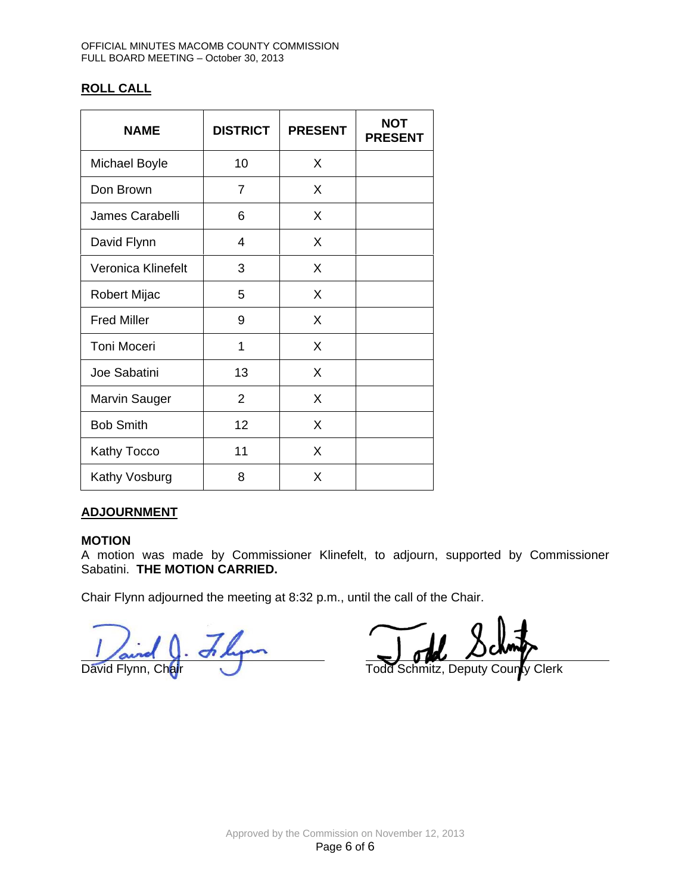## ROLL CALL

| NAME | DISTRICT | PRESENT | NOT PRESENT |
|---|---|---|---|
| Michael Boyle | 10 | X | |
| Don Brown | 7 | X | |
| James Carabelli | 6 | X | |
| David Flynn | 4 | X | |
| Veronica Klinefelt | 3 | X | |
| Robert Mijac | 5 | X | |
| Fred Miller | 9 | X | |
| Toni Moceri | 1 | X | |
| Joe Sabatini | 13 | X | |
| Marvin Sauger | 2 | X | |
| Bob Smith | 12 | X | |
| Kathy Tocco | 11 | X | |
| Kathy Vosburg | 8 | X | |

## ADJOURNMENT

**MOTION**

A motion was made by Commissioner Klinefelt, to adjourn, supported by Commissioner Sabatini. **THE MOTION CARRIED.**

Chair Flynn adjourned the meeting at 8:32 p.m., until the call of the Chair.

David Flynn, Chair

Todd Schmitz, Deputy County Clerk

Approved by the Commission on November 12, 2013